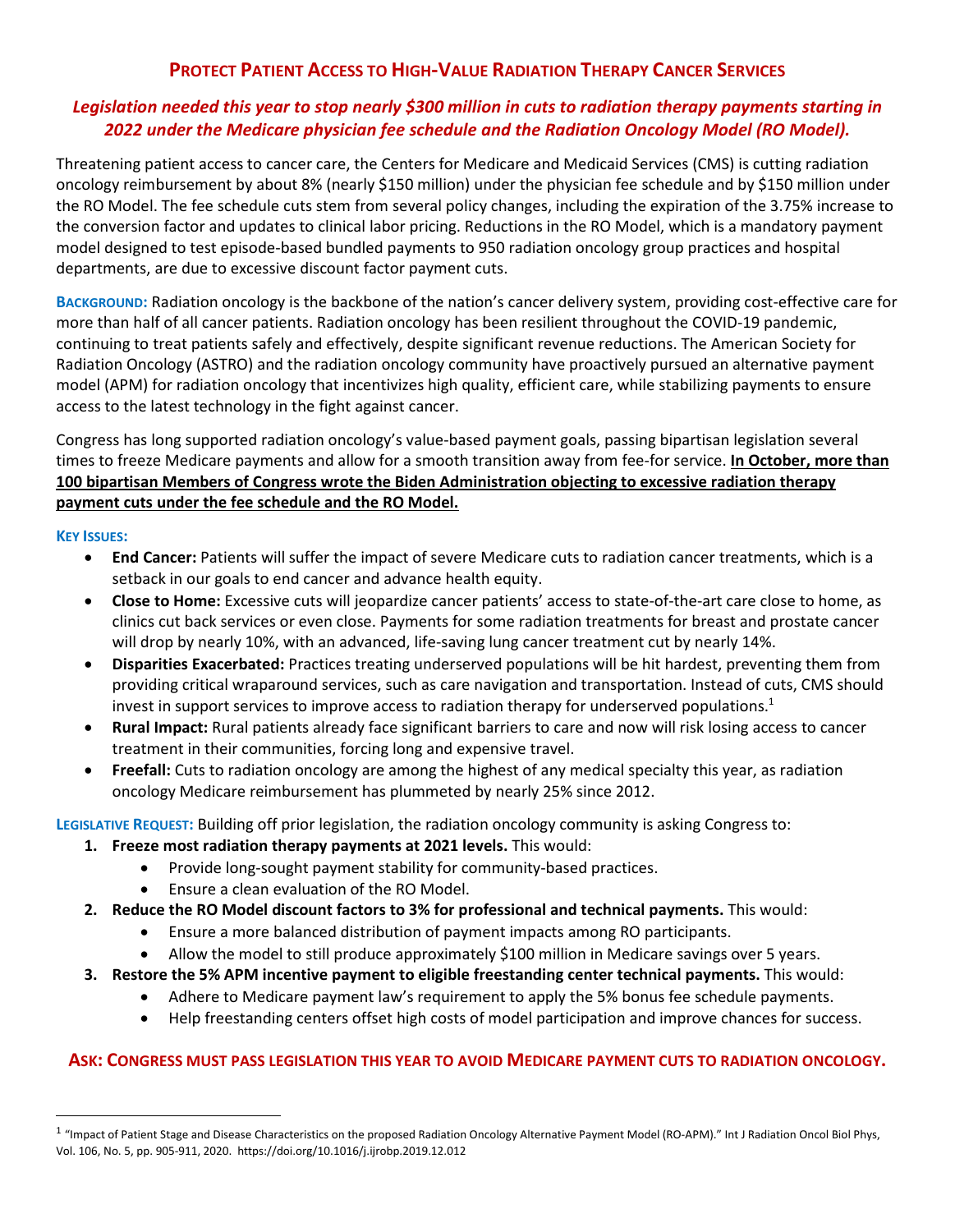# PROTECT PATIENT ACCESS TO HIGH-VALUE RADIATION THERAPY CANCER SERVICES

## *Legislation needed this year to stop nearly $300 million in cuts to radiation therapy payments starting in 2022 under the Medicare physician fee schedule and the Radiation Oncology Model (RO Model).*

Threatening patient access to cancer care, the Centers for Medicare and Medicaid Services (CMS) is cutting radiation oncology reimbursement by about 8% (nearly $150 million) under the physician fee schedule and by $150 million under the RO Model. The fee schedule cuts stem from several policy changes, including the expiration of the 3.75% increase to the conversion factor and updates to clinical labor pricing. Reductions in the RO Model, which is a mandatory payment model designed to test episode-based bundled payments to 950 radiation oncology group practices and hospital departments, are due to excessive discount factor payment cuts.

**BACKGROUND:** Radiation oncology is the backbone of the nation's cancer delivery system, providing cost-effective care for more than half of all cancer patients. Radiation oncology has been resilient throughout the COVID-19 pandemic, continuing to treat patients safely and effectively, despite significant revenue reductions. The American Society for Radiation Oncology (ASTRO) and the radiation oncology community have proactively pursued an alternative payment model (APM) for radiation oncology that incentivizes high quality, efficient care, while stabilizing payments to ensure access to the latest technology in the fight against cancer.

Congress has long supported radiation oncology's value-based payment goals, passing bipartisan legislation several times to freeze Medicare payments and allow for a smooth transition away from fee-for service. **In October, more than 100 bipartisan Members of Congress wrote the Biden Administration objecting to excessive radiation therapy payment cuts under the fee schedule and the RO Model.**

**KEY ISSUES:**

- **End Cancer:** Patients will suffer the impact of severe Medicare cuts to radiation cancer treatments, which is a setback in our goals to end cancer and advance health equity.
- **Close to Home:** Excessive cuts will jeopardize cancer patients' access to state-of-the-art care close to home, as clinics cut back services or even close. Payments for some radiation treatments for breast and prostate cancer will drop by nearly 10%, with an advanced, life-saving lung cancer treatment cut by nearly 14%.
- **Disparities Exacerbated:** Practices treating underserved populations will be hit hardest, preventing them from providing critical wraparound services, such as care navigation and transportation. Instead of cuts, CMS should invest in support services to improve access to radiation therapy for underserved populations.[1]
- **Rural Impact:** Rural patients already face significant barriers to care and now will risk losing access to cancer treatment in their communities, forcing long and expensive travel.
- **Freefall:** Cuts to radiation oncology are among the highest of any medical specialty this year, as radiation oncology Medicare reimbursement has plummeted by nearly 25% since 2012.

**LEGISLATIVE REQUEST:** Building off prior legislation, the radiation oncology community is asking Congress to:

1. **Freeze most radiation therapy payments at 2021 levels.** This would:
   - Provide long-sought payment stability for community-based practices.
   - Ensure a clean evaluation of the RO Model.
2. **Reduce the RO Model discount factors to 3% for professional and technical payments.** This would:
   - Ensure a more balanced distribution of payment impacts among RO participants.
   - Allow the model to still produce approximately $100 million in Medicare savings over 5 years.
3. **Restore the 5% APM incentive payment to eligible freestanding center technical payments.** This would:
   - Adhere to Medicare payment law's requirement to apply the 5% bonus fee schedule payments.
   - Help freestanding centers offset high costs of model participation and improve chances for success.

**ASK: CONGRESS MUST PASS LEGISLATION THIS YEAR TO AVOID MEDICARE PAYMENT CUTS TO RADIATION ONCOLOGY.**

---

[1] "Impact of Patient Stage and Disease Characteristics on the proposed Radiation Oncology Alternative Payment Model (RO-APM)." Int J Radiation Oncol Biol Phys, Vol. 106, No. 5, pp. 905-911, 2020. https://doi.org/10.1016/j.ijrobp.2019.12.012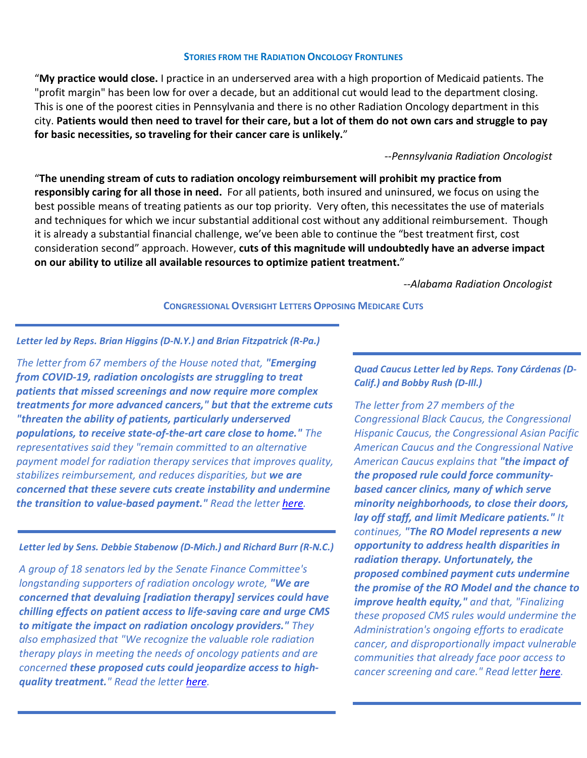## Stories from the Radiation Oncology Frontlines

"**My practice would close.** I practice in an underserved area with a high proportion of Medicaid patients. The "profit margin" has been low for over a decade, but an additional cut would lead to the department closing. This is one of the poorest cities in Pennsylvania and there is no other Radiation Oncology department in this city. **Patients would then need to travel for their care, but a lot of them do not own cars and struggle to pay for basic necessities, so traveling for their cancer care is unlikely.**"

*--Pennsylvania Radiation Oncologist*

"**The unending stream of cuts to radiation oncology reimbursement will prohibit my practice from responsibly caring for all those in need.** For all patients, both insured and uninsured, we focus on using the best possible means of treating patients as our top priority. Very often, this necessitates the use of materials and techniques for which we incur substantial additional cost without any additional reimbursement. Though it is already a substantial financial challenge, we've been able to continue the "best treatment first, cost consideration second" approach. However, **cuts of this magnitude will undoubtedly have an adverse impact on our ability to utilize all available resources to optimize patient treatment.**"

*--Alabama Radiation Oncologist*

## Congressional Oversight Letters Opposing Medicare Cuts

***Letter led by Reps. Brian Higgins (D-N.Y.) and Brian Fitzpatrick (R-Pa.)***

*The letter from 67 members of the House noted that, **"Emerging from COVID-19, radiation oncologists are struggling to treat patients that missed screenings and now require more complex treatments for more advanced cancers," but that the extreme cuts "threaten the ability of patients, particularly underserved populations, to receive state-of-the-art care close to home."** The representatives said they "remain committed to an alternative payment model for radiation therapy services that improves quality, stabilizes reimbursement, and reduces disparities, but **we are concerned that these severe cuts create instability and undermine the transition to value-based payment."** Read the letter [here](#).*

***Letter led by Sens. Debbie Stabenow (D-Mich.) and Richard Burr (R-N.C.)***

*A group of 18 senators led by the Senate Finance Committee's longstanding supporters of radiation oncology wrote, **"We are concerned that devaluing [radiation therapy] services could have chilling effects on patient access to life-saving care and urge CMS to mitigate the impact on radiation oncology providers."** They also emphasized that "We recognize the valuable role radiation therapy plays in meeting the needs of oncology patients and are concerned **these proposed cuts could jeopardize access to high-quality treatment.**" Read the letter [here](#).*

***Quad Caucus Letter led by Reps. Tony Cárdenas (D-Calif.) and Bobby Rush (D-Ill.)***

*The letter from 27 members of the Congressional Black Caucus, the Congressional Hispanic Caucus, the Congressional Asian Pacific American Caucus and the Congressional Native American Caucus explains that **"the impact of the proposed rule could force community-based cancer clinics, many of which serve minority neighborhoods, to close their doors, lay off staff, and limit Medicare patients."** It continues, **"The RO Model represents a new opportunity to address health disparities in radiation therapy. Unfortunately, the proposed combined payment cuts undermine the promise of the RO Model and the chance to improve health equity,"** and that, "Finalizing these proposed CMS rules would undermine the Administration's ongoing efforts to eradicate cancer, and disproportionally impact vulnerable communities that already face poor access to cancer screening and care." Read letter [here](#).*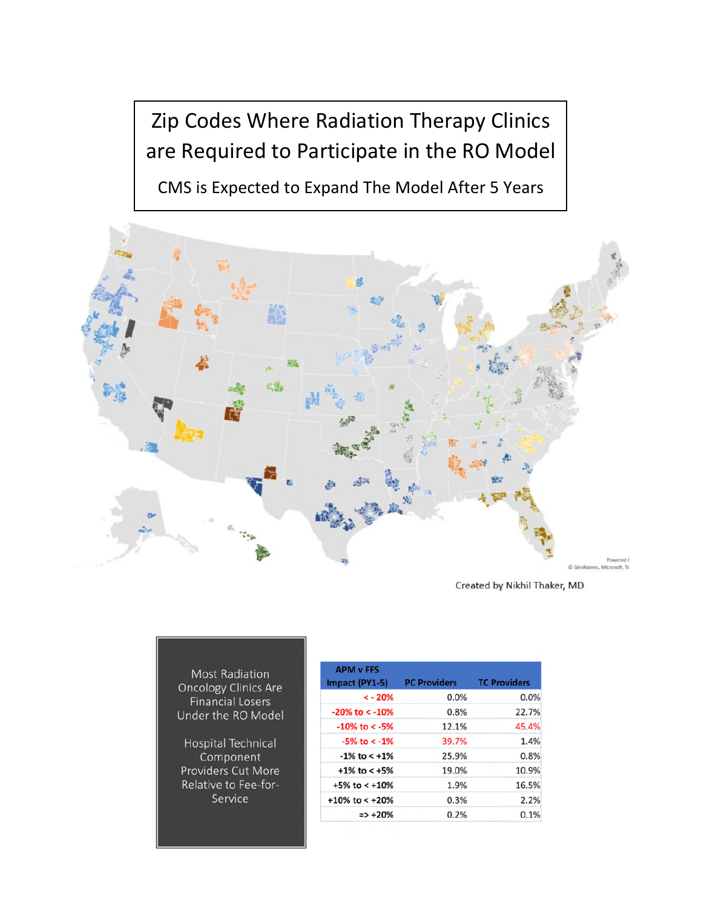# Zip Codes Where Radiation Therapy Clinics are Required to Participate in the RO Model

CMS is Expected to Expand The Model After 5 Years

Powered by
© GeoNames, Microsoft, To

Created by Nikhil Thaker, MD

Most Radiation Oncology Clinics Are Financial Losers Under the RO Model

Hospital Technical Component Providers Cut More Relative to Fee-for-Service

| APM v FFS Impact (PY1-5) | PC Providers | TC Providers |
|---|---|---|
| < - 20% | 0.0% | 0.0% |
| -20% to < -10% | 0.8% | 22.7% |
| -10% to < -5% | 12.1% | 45.4% |
| -5% to < -1% | 39.7% | 1.4% |
| -1% to < +1% | 25.9% | 0.8% |
| +1% to < +5% | 19.0% | 10.9% |
| +5% to < +10% | 1.9% | 16.5% |
| +10% to < +20% | 0.3% | 2.2% |
| => +20% | 0.2% | 0.1% |